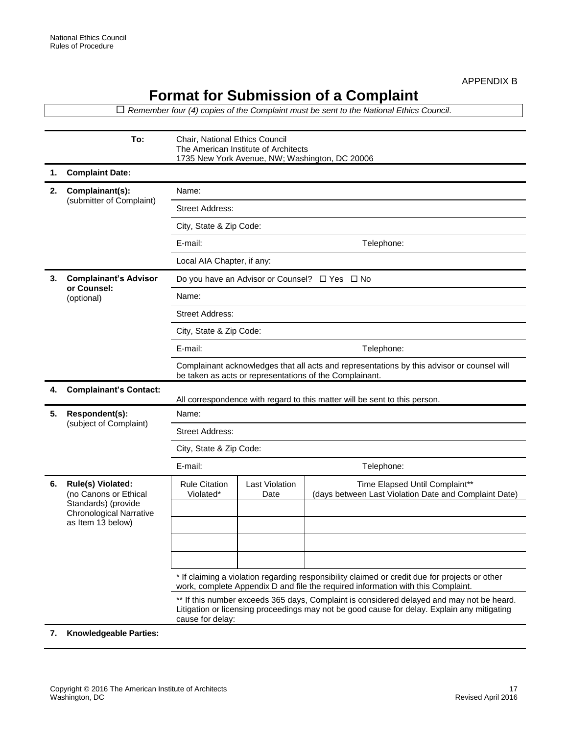APPENDIX B

# Format for Submission of a Complaint

☐ *Remember four (4) copies of the Complaint must be sent to the National Ethics Council.*

| | | |
|---|---|---|
| | **To:** | Chair, National Ethics Council<br>The American Institute of Architects<br>1735 New York Avenue, NW; Washington, DC 20006 |
| **1.** | **Complaint Date:** | |
| **2.** | **Complainant(s):**<br>(submitter of Complaint) | Name: |
| | | Street Address: |
| | | City, State & Zip Code: |
| | | E-mail: Telephone: |
| | | Local AIA Chapter, if any: |
| **3.** | **Complainant's Advisor or Counsel:**<br>(optional) | Do you have an Advisor or Counsel? ☐ Yes ☐ No |
| | | Name: |
| | | Street Address: |
| | | City, State & Zip Code: |
| | | E-mail: Telephone: |
| | | Complainant acknowledges that all acts and representations by this advisor or counsel will be taken as acts or representations of the Complainant. |
| **4.** | **Complainant's Contact:** | All correspondence with regard to this matter will be sent to this person. |
| **5.** | **Respondent(s):**<br>(subject of Complaint) | Name: |
| | | Street Address: |
| | | City, State & Zip Code: |
| | | E-mail: Telephone: |

**6. Rule(s) Violated:** (no Canons or Ethical Standards) (provide Chronological Narrative as Item 13 below)

| Rule Citation Violated* | Last Violation Date | Time Elapsed Until Complaint** (days between Last Violation Date and Complaint Date) |
|---|---|---|
| | | |
| | | |
| | | |
| | | |

\* If claiming a violation regarding responsibility claimed or credit due for projects or other work, complete Appendix D and file the required information with this Complaint.

\*\* If this number exceeds 365 days, Complaint is considered delayed and may not be heard. Litigation or licensing proceedings may not be good cause for delay. Explain any mitigating cause for delay:

**7. Knowledgeable Parties:**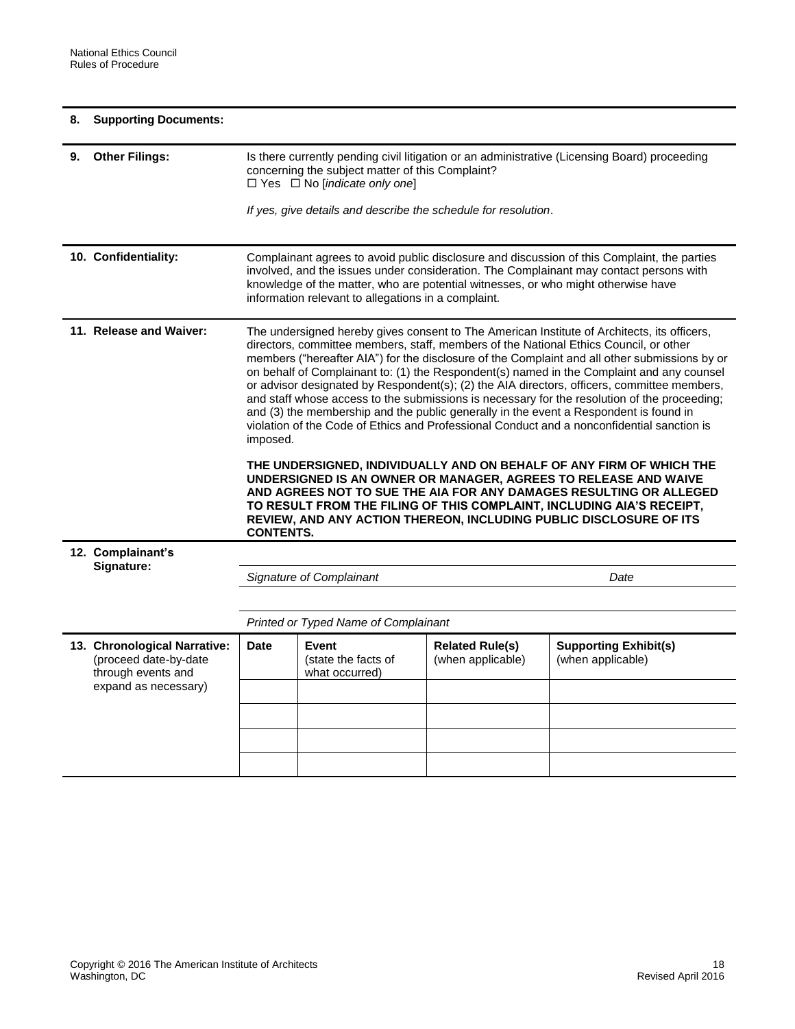**8. Supporting Documents:**

**9. Other Filings:**

Is there currently pending civil litigation or an administrative (Licensing Board) proceeding concerning the subject matter of this Complaint?
☐ Yes ☐ No [*indicate only one*]

*If yes, give details and describe the schedule for resolution*.

**10. Confidentiality:**

Complainant agrees to avoid public disclosure and discussion of this Complaint, the parties involved, and the issues under consideration. The Complainant may contact persons with knowledge of the matter, who are potential witnesses, or who might otherwise have information relevant to allegations in a complaint.

**11. Release and Waiver:**

The undersigned hereby gives consent to The American Institute of Architects, its officers, directors, committee members, staff, members of the National Ethics Council, or other members ("hereafter AIA") for the disclosure of the Complaint and all other submissions by or on behalf of Complainant to: (1) the Respondent(s) named in the Complaint and any counsel or advisor designated by Respondent(s); (2) the AIA directors, officers, committee members, and staff whose access to the submissions is necessary for the resolution of the proceeding; and (3) the membership and the public generally in the event a Respondent is found in violation of the Code of Ethics and Professional Conduct and a nonconfidential sanction is imposed.

**THE UNDERSIGNED, INDIVIDUALLY AND ON BEHALF OF ANY FIRM OF WHICH THE UNDERSIGNED IS AN OWNER OR MANAGER, AGREES TO RELEASE AND WAIVE AND AGREES NOT TO SUE THE AIA FOR ANY DAMAGES RESULTING OR ALLEGED TO RESULT FROM THE FILING OF THIS COMPLAINT, INCLUDING AIA'S RECEIPT, REVIEW, AND ANY ACTION THEREON, INCLUDING PUBLIC DISCLOSURE OF ITS CONTENTS.**

**12. Complainant's Signature:**

*Signature of Complainant* *Date*

*Printed or Typed Name of Complainant*

**13. Chronological Narrative:** (proceed date-by-date through events and expand as necessary)

| **Date** | **Event** (state the facts of what occurred) | **Related Rule(s)** (when applicable) | **Supporting Exhibit(s)** (when applicable) |
|---|---|---|---|
| | | | |
| | | | |
| | | | |
| | | | |